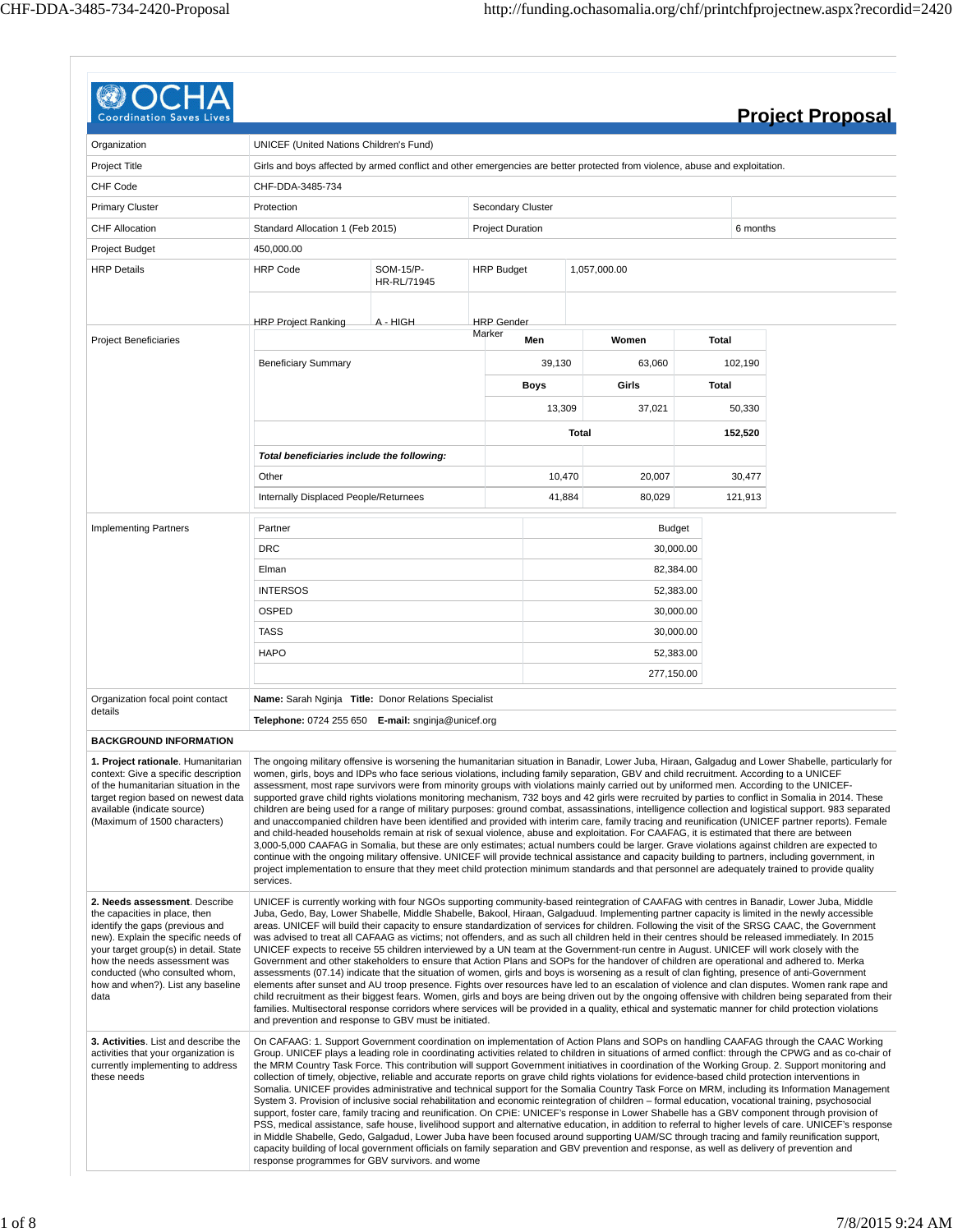# Project Proposal

| | | | | | |
|---|---|---|---|---|---|
| Organization | UNICEF (United Nations Children's Fund) | | | | |
| Project Title | Girls and boys affected by armed conflict and other emergencies are better protected from violence, abuse and exploitation. | | | | |
| CHF Code | CHF-DDA-3485-734 | | | | |
| Primary Cluster | Protection | | Secondary Cluster | | |
| CHF Allocation | Standard Allocation 1 (Feb 2015) | | Project Duration | | 6 months |
| Project Budget | 450,000.00 | | | | |
| HRP Details | HRP Code | SOM-15/P-HR-RL/71945 | HRP Budget | 1,057,000.00 | |
| | HRP Project Ranking | A - HIGH | HRP Gender Marker | | |

**Project Beneficiaries**

| | Men | Women | Total |
|---|---|---|---|
| Beneficiary Summary | 39,130 | 63,060 | 102,190 |
| | **Boys** | **Girls** | **Total** |
| | 13,309 | 37,021 | 50,330 |
| | | **Total** | **152,520** |
| ***Total beneficiaries include the following:*** | | | |
| Other | 10,470 | 20,007 | 30,477 |
| Internally Displaced People/Returnees | 41,884 | 80,029 | 121,913 |

**Implementing Partners**

| Partner | Budget |
|---|---|
| DRC | 30,000.00 |
| Elman | 82,384.00 |
| INTERSOS | 52,383.00 |
| OSPED | 30,000.00 |
| TASS | 30,000.00 |
| HAPO | 52,383.00 |
| | 277,150.00 |

**Organization focal point contact details**

**Name:** Sarah Nginja **Title:** Donor Relations Specialist

**Telephone:** 0724 255 650 **E-mail:** snginja@unicef.org

## BACKGROUND INFORMATION

| | |
|---|---|
| **1. Project rationale**. Humanitarian context: Give a specific description of the humanitarian situation in the target region based on newest data available (indicate source) (Maximum of 1500 characters) | The ongoing military offensive is worsening the humanitarian situation in Banadir, Lower Juba, Hiraan, Galgadug and Lower Shabelle, particularly for women, girls, boys and IDPs who face serious violations, including family separation, GBV and child recruitment. According to a UNICEF assessment, most rape survivors were from minority groups with violations mainly carried out by uniformed men. According to the UNICEF-supported grave child rights violations monitoring mechanism, 732 boys and 42 girls were recruited by parties to conflict in Somalia in 2014. These children are being used for a range of military purposes: ground combat, assassinations, intelligence collection and logistical support. 983 separated and unaccompanied children have been identified and provided with interim care, family tracing and reunification (UNICEF partner reports). Female and child-headed households remain at risk of sexual violence, abuse and exploitation. For CAAFAG, it is estimated that there are between 3,000-5,000 CAAFAG in Somalia, but these are only estimates; actual numbers could be larger. Grave violations against children are expected to continue with the ongoing military offensive. UNICEF will provide technical assistance and capacity building to partners, including government, in project implementation to ensure that they meet child protection minimum standards and that personnel are adequately trained to provide quality services. |
| **2. Needs assessment**. Describe the capacities in place, then identify the gaps (previous and new). Explain the specific needs of your target group(s) in detail. State how the needs assessment was conducted (who consulted whom, how and when?). List any baseline data | UNICEF is currently working with four NGOs supporting community-based reintegration of CAAFAG with centres in Banadir, Lower Juba, Middle Juba, Gedo, Bay, Lower Shabelle, Middle Shabelle, Bakool, Hiraan, Galgaduud. Implementing partner capacity is limited in the newly accessible areas. UNICEF will build their capacity to ensure standardization of services for children. Following the visit of the SRSG CAAC, the Government was advised to treat all CAFAAG as victims; not offenders, and as such all children held in their centres should be released immediately. In 2015 UNICEF expects to receive 55 children interviewed by a UN team at the Government-run centre in August. UNICEF will work closely with the Government and other stakeholders to ensure that Action Plans and SOPs for the handover of children are operational and adhered to. Merka assessments (07.14) indicate that the situation of women, girls and boys is worsening as a result of clan fighting, presence of anti-Government elements after sunset and AU troop presence. Fights over resources have led to an escalation of violence and clan disputes. Women rank rape and child recruitment as their biggest fears. Women, girls and boys are being driven out by the ongoing offensive with children being separated from their families. Multisectoral response corridors where services will be provided in a quality, ethical and systematic manner for child protection violations and prevention and response to GBV must be initiated. |
| **3. Activities**. List and describe the activities that your organization is currently implementing to address these needs | On CAFAAG: 1. Support Government coordination on implementation of Action Plans and SOPs on handling CAAFAG through the CAAC Working Group. UNICEF plays a leading role in coordinating activities related to children in situations of armed conflict: through the CPWG and as co-chair of the MRM Country Task Force. This contribution will support Government initiatives in coordination of the Working Group. 2. Support monitoring and collection of timely, objective, reliable and accurate reports on grave child rights violations for evidence-based child protection interventions in Somalia. UNICEF provides administrative and technical support for the Somalia Country Task Force on MRM, including its Information Management System 3. Provision of inclusive social rehabilitation and economic reintegration of children – formal education, vocational training, psychosocial support, foster care, family tracing and reunification. On CPiE: UNICEF's response in Lower Shabelle has a GBV component through provision of PSS, medical assistance, safe house, livelihood support and alternative education, in addition to referral to higher levels of care. UNICEF's response in Middle Shabelle, Gedo, Galgadud, Lower Juba have been focused around supporting UAM/SC through tracing and family reunification support, capacity building of local government officials on family separation and GBV prevention and response, as well as delivery of prevention and response programmes for GBV survivors. and wome |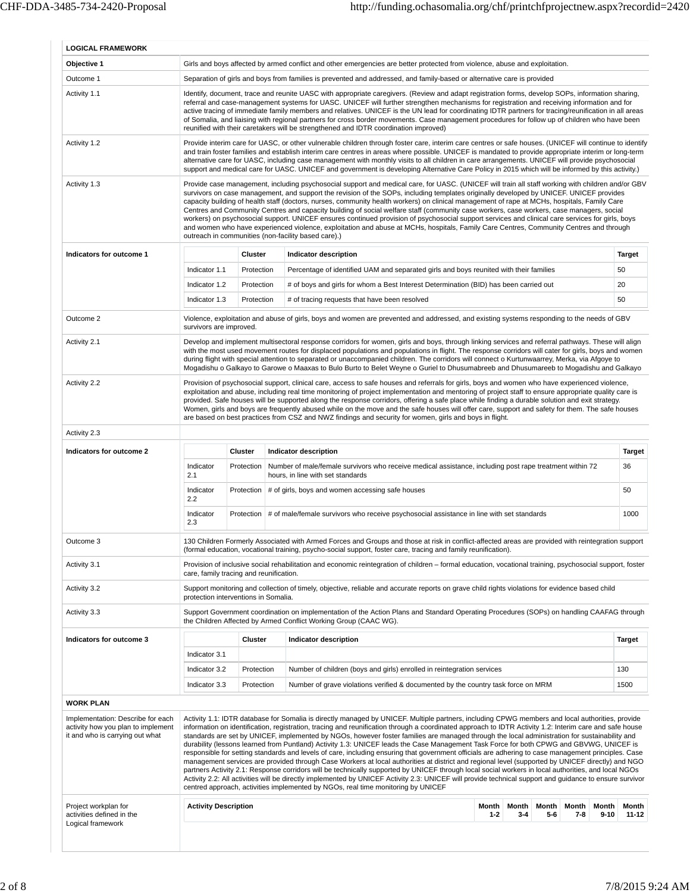## LOGICAL FRAMEWORK

| | |
|---|---|
| **Objective 1** | Girls and boys affected by armed conflict and other emergencies are better protected from violence, abuse and exploitation. |
| Outcome 1 | Separation of girls and boys from families is prevented and addressed, and family-based or alternative care is provided |
| Activity 1.1 | Identify, document, trace and reunite UASC with appropriate caregivers. (Review and adapt registration forms, develop SOPs, information sharing, referral and case-management systems for UASC. UNICEF will further strengthen mechanisms for registration and receiving information and for active tracing of immediate family members and relatives. UNICEF is the UN lead for coordinating IDTR partners for tracing/reunification in all areas of Somalia, and liaising with regional partners for cross border movements. Case management procedures for follow up of children who have been reunified with their caretakers will be strengthened and IDTR coordination improved) |
| Activity 1.2 | Provide interim care for UASC, or other vulnerable children through foster care, interim care centres or safe houses. (UNICEF will continue to identify and train foster families and establish interim care centres in areas where possible. UNICEF is mandated to provide appropriate interim or long-term alternative care for UASC, including case management with monthly visits to all children in care arrangements. UNICEF will provide psychosocial support and medical care for UASC. UNICEF and government is developing Alternative Care Policy in 2015 which will be informed by this activity.) |
| Activity 1.3 | Provide case management, including psychosocial support and medical care, for UASC. (UNICEF will train all staff working with children and/or GBV survivors on case management, and support the revision of the SOPs, including templates originally developed by UNICEF. UNICEF provides capacity building of health staff (doctors, nurses, community health workers) on clinical management of rape at MCHs, hospitals, Family Care Centres and Community Centres and capacity building of social welfare staff (community case workers, case workers, case managers, social workers) on psychosocial support. UNICEF ensures continued provision of psychosocial support services and clinical care services for girls, boys and women who have experienced violence, exploitation and abuse at MCHs, hospitals, Family Care Centres, Community Centres and through outreach in communities (non-facility based care).) |

**Indicators for outcome 1**

| | Cluster | Indicator description | Target |
|---|---|---|---|
| Indicator 1.1 | Protection | Percentage of identified UAM and separated girls and boys reunited with their families | 50 |
| Indicator 1.2 | Protection | # of boys and girls for whom a Best Interest Determination (BID) has been carried out | 20 |
| Indicator 1.3 | Protection | # of tracing requests that have been resolved | 50 |

| | |
|---|---|
| Outcome 2 | Violence, exploitation and abuse of girls, boys and women are prevented and addressed, and existing systems responding to the needs of GBV survivors are improved. |
| Activity 2.1 | Develop and implement multisectoral response corridors for women, girls and boys, through linking services and referral pathways. These will align with the most used movement routes for displaced populations and populations in flight. The response corridors will cater for girls, boys and women during flight with special attention to separated or unaccompanied children. The corridors will connect o Kurtunwaarrey, Merka, via Afgoye to Mogadishu o Galkayo to Garowe o Maaxas to Bulo Burto to Belet Weyne o Guriel to Dhusumabreeb and Dhusumareeb to Mogadishu and Galkayo |
| Activity 2.2 | Provision of psychosocial support, clinical care, access to safe houses and referrals for girls, boys and women who have experienced violence, exploitation and abuse, including real time monitoring of project implementation and mentoring of project staff to ensure appropriate quality care is provided. Safe houses will be supported along the response corridors, offering a safe place while finding a durable solution and exit strategy. Women, girls and boys are frequently abused while on the move and the safe houses will offer care, support and safety for them. The safe houses are based on best practices from CSZ and NWZ findings and security for women, girls and boys in flight. |
| Activity 2.3 | |

**Indicators for outcome 2**

| | Cluster | Indicator description | Target |
|---|---|---|---|
| Indicator 2.1 | Protection | Number of male/female survivors who receive medical assistance, including post rape treatment within 72 hours, in line with set standards | 36 |
| Indicator 2.2 | Protection | # of girls, boys and women accessing safe houses | 50 |
| Indicator 2.3 | Protection | # of male/female survivors who receive psychosocial assistance in line with set standards | 1000 |

| | |
|---|---|
| Outcome 3 | 130 Children Formerly Associated with Armed Forces and Groups and those at risk in conflict-affected areas are provided with reintegration support (formal education, vocational training, psycho-social support, foster care, tracing and family reunification). |
| Activity 3.1 | Provision of inclusive social rehabilitation and economic reintegration of children – formal education, vocational training, psychosocial support, foster care, family tracing and reunification. |
| Activity 3.2 | Support monitoring and collection of timely, objective, reliable and accurate reports on grave child rights violations for evidence based child protection interventions in Somalia. |
| Activity 3.3 | Support Government coordination on implementation of the Action Plans and Standard Operating Procedures (SOPs) on handling CAAFAG through the Children Affected by Armed Conflict Working Group (CAAC WG). |

**Indicators for outcome 3**

| | Cluster | Indicator description | Target |
|---|---|---|---|
| Indicator 3.1 | | | |
| Indicator 3.2 | Protection | Number of children (boys and girls) enrolled in reintegration services | 130 |
| Indicator 3.3 | Protection | Number of grave violations verified & documented by the country task force on MRM | 1500 |

## WORK PLAN

| | |
|---|---|
| Implementation: Describe for each activity how you plan to implement it and who is carrying out what | Activity 1.1: IDTR database for Somalia is directly managed by UNICEF. Multiple partners, including CPWG members and local authorities, provide information on identification, registration, tracing and reunification through a coordinated approach to IDTR Activity 1.2: Interim care and safe house standards are set by UNICEF, implemented by NGOs, however foster families are managed through the local administration for sustainability and durability (lessons learned from Puntland) Activity 1.3: UNICEF leads the Case Management Task Force for both CPWG and GBVWG, UNICEF is responsible for setting standards and levels of care, including ensuring that government officials are adhering to case management principles. Case management services are provided through Case Workers at local authorities at district and regional level (supported by UNICEF directly) and NGO partners Activity 2.1: Response corridors will be technically supported by UNICEF through local social workers in local authorities, and local NGOs Activity 2.2: All activities will be directly implemented by UNICEF Activity 2.3: UNICEF will provide technical support and guidance to ensure survivor centred approach, activities implemented by NGOs, real time monitoring by UNICEF |

Project workplan for activities defined in the Logical framework

| Activity Description | Month 1-2 | Month 3-4 | Month 5-6 | Month 7-8 | Month 9-10 | Month 11-12 |
|---|---|---|---|---|---|---|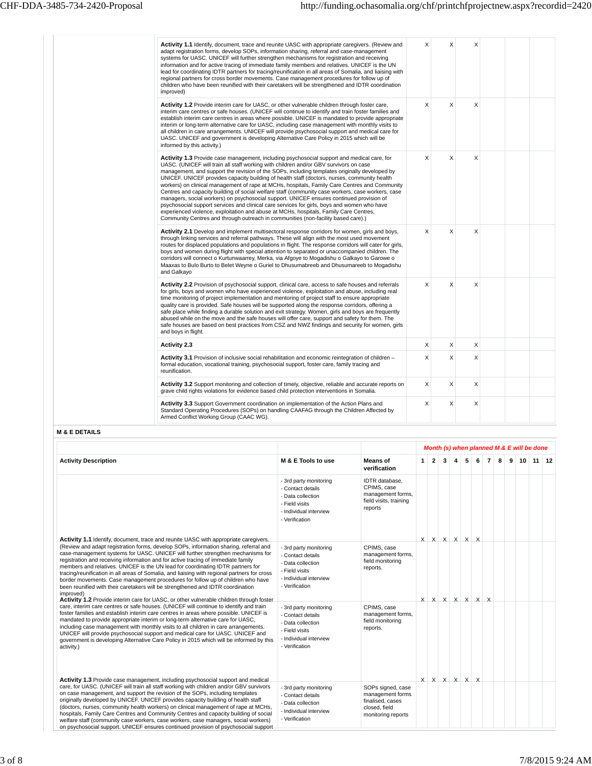| Activity | | | | | | |
|---|---|---|---|---|---|---|
| **Activity 1.1** Identify, document, trace and reunite UASC with appropriate caregivers. (Review and adapt registration forms, develop SOPs, information sharing, referral and case-management systems for UASC. UNICEF will further strengthen mechanisms for registration and receiving information and for active tracing of immediate family members and relatives. UNICEF is the UN lead for coordinating IDTR partners for tracing/reunification in all areas of Somalia, and liaising with regional partners for cross border movements. Case management procedures for follow up of children who have been reunified with their caretakers will be strengthened and IDTR coordination improved) | X | X | X | | | |
| **Activity 1.2** Provide interim care for UASC, or other vulnerable children through foster care, interim care centres or safe houses. (UNICEF will continue to identify and train foster families and establish interim care centres in areas where possible. UNICEF is mandated to provide appropriate interim or long-term alternative care for UASC, including case management with monthly visits to all children in care arrangements. UNICEF will provide psychosocial support and medical care for UASC. UNICEF and government is developing Alternative Care Policy in 2015 which will be informed by this activity.) | X | X | X | | | |
| **Activity 1.3** Provide case management, including psychosocial support and medical care, for UASC. (UNICEF will train all staff working with children and/or GBV survivors on case management, and support the revision of the SOPs, including templates originally developed by UNICEF. UNICEF provides capacity building of health staff (doctors, nurses, community health workers) on clinical management of rape at MCHs, hospitals, Family Care Centres and Community Centres and capacity building of social welfare staff (community case workers, case workers, case managers, social workers) on psychosocial support. UNICEF ensures continued provision of psychosocial support services and clinical care services for girls, boys and women who have experienced violence, exploitation and abuse at MCHs, hospitals, Family Care Centres, Community Centres and through outreach in communities (non-facility based care).) | X | X | X | | | |
| **Activity 2.1** Develop and implement multisectoral response corridors for women, girls and boys, through linking services and referral pathways. These will align with the most used movement routes for displaced populations and populations in flight. The response corridors will cater for girls, boys and women during flight with special attention to separated or unaccompanied children. The corridors will connect o Kurtunwaarrey, Merka, via Afgoye to Mogadishu o Galkayo to Garowe o Maaxas to Bulo Burto to Belet Weyne o Guriel to Dhusumabreeb and Dhusumareeb to Mogadishu and Galkayo | X | X | X | | | |
| **Activity 2.2** Provision of psychosocial support, clinical care, access to safe houses and referrals for girls, boys and women who have experienced violence, exploitation and abuse, including real time monitoring of project implementation and mentoring of project staff to ensure appropriate quality care is provided. Safe houses will be supported along the response corridors, offering a safe place while finding a durable solution and exit strategy. Women, girls and boys are frequently abused while on the move and the safe houses will offer care, support and safety for them. The safe houses are based on best practices from CSZ and NWZ findings and security for women, girls and boys in flight. | X | X | X | | | |
| **Activity 2.3** | X | X | X | | | |
| **Activity 3.1** Provision of inclusive social rehabilitation and economic reintegration of children – formal education, vocational training, psychosocial support, foster care, family tracing and reunification. | X | X | X | | | |
| **Activity 3.2** Support monitoring and collection of timely, objective, reliable and accurate reports on grave child rights violations for evidence based child protection interventions in Somalia. | X | X | X | | | |
| **Activity 3.3** Support Government coordination on implementation of the Action Plans and Standard Operating Procedures (SOPs) on handling CAAFAG through the Children Affected by Armed Conflict Working Group (CAAC WG). | X | X | X | | | |

**M & E DETAILS**

| Activity Description | M & E Tools to use | Means of verification | 1 | 2 | 3 | 4 | 5 | 6 | 7 | 8 | 9 | 10 | 11 | 12 |
|---|---|---|---|---|---|---|---|---|---|---|---|---|---|---|
| | | | *Month (s) when planned M & E will be done* | | | | | | | | | | | |
| **Activity 1.1** Identify, document, trace and reunite UASC with appropriate caregivers. (Review and adapt registration forms, develop SOPs, information sharing, referral and case-management systems for UASC. UNICEF will further strengthen mechanisms for registration and receiving information and for active tracing of immediate family members and relatives. UNICEF is the UN lead for coordinating IDTR partners for tracing/reunification in all areas of Somalia, and liaising with regional partners for cross border movements. Case management procedures for follow up of children who have been reunified with their caretakers will be strengthened and IDTR coordination improved) | - 3rd party monitoring<br>- Contact details<br>- Data collection<br>- Field visits<br>- Individual interview<br>- Verification | IDTR database, CPIMS, case management forms, field visits, training reports | X | X | X | X | X | X | | | | | | |
| | - 3rd party monitoring<br>- Contact details<br>- Data collection<br>- Field visits<br>- Individual interview<br>- Verification | CPIMS, case management forms, field monitoring reports. | X | X | X | X | X | X | X | | | | | |
| **Activity 1.2** Provide interim care for UASC, or other vulnerable children through foster care, interim care centres or safe houses. (UNICEF will continue to identify and train foster families and establish interim care centres in areas where possible. UNICEF is mandated to provide appropriate interim or long-term alternative care for UASC, including case management with monthly visits to all children in care arrangements. UNICEF will provide psychosocial support and medical care for UASC. UNICEF and government is developing Alternative Care Policy in 2015 which will be informed by this activity.) | - 3rd party monitoring<br>- Contact details<br>- Data collection<br>- Field visits<br>- Individual interview<br>- Verification | CPIMS, case management forms, field monitoring reports. | X | X | X | X | X | X | | | | | | |
| **Activity 1.3** Provide case management, including psychosocial support and medical care, for UASC. (UNICEF will train all staff working with children and/or GBV survivors on case management, and support the revision of the SOPs, including templates originally developed by UNICEF. UNICEF provides capacity building of health staff (doctors, nurses, community health workers) on clinical management of rape at MCHs, hospitals, Family Care Centres and Community Centres and capacity building of social welfare staff (community case workers, case workers, case managers, social workers) on psychosocial support. UNICEF ensures continued provision of psychosocial support | - 3rd party monitoring<br>- Contact details<br>- Data collection<br>- Individual interview<br>- Verification | SOPs signed, case management forms finalised, cases closed, field monitoring reports | | | | | | | | | | | | |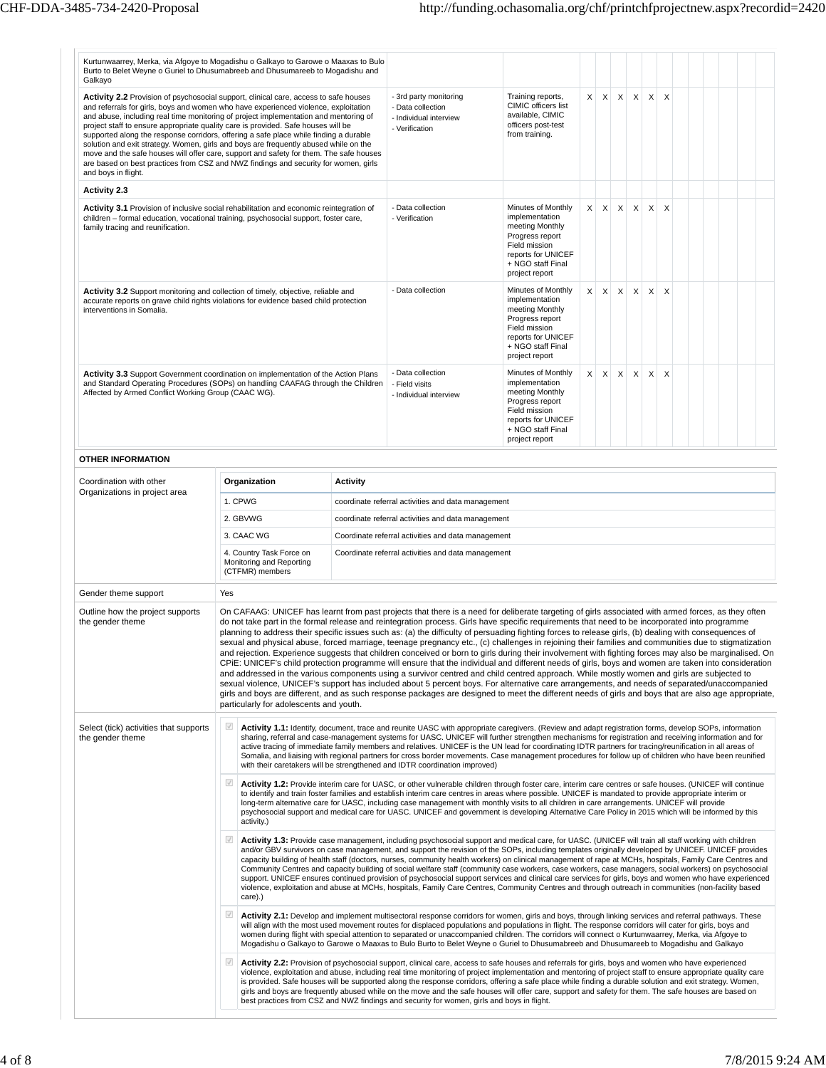| Activity | Means of verification | Source of verification | | | | | | | | | | | | |
|---|---|---|---|---|---|---|---|---|---|---|---|---|---|---|
| Kurtunwaarrey, Merka, via Afgoye to Mogadishu o Galkayo to Garowe o Maaxas to Bulo Burto to Belet Weyne o Guriel to Dhusumabreeb and Dhusumareeb to Mogadishu and Galkayo | | | | | | | | | | | | | | |
| **Activity 2.2** Provision of psychosocial support, clinical care, access to safe houses and referrals for girls, boys and women who have experienced violence, exploitation and abuse, including real time monitoring of project implementation and mentoring of project staff to ensure appropriate quality care is provided. Safe houses will be supported along the response corridors, offering a safe place while finding a durable solution and exit strategy. Women, girls and boys are frequently abused while on the move and the safe houses will offer care, support and safety for them. The safe houses are based on best practices from CSZ and NWZ findings and security for women, girls and boys in flight. | - 3rd party monitoring<br>- Data collection<br>- Individual interview<br>- Verification | Training reports, CIMIC officers list available, CIMIC officers post-test from training. | X | X | X | X | X | X | | | | | | |
| **Activity 2.3** | | | | | | | | | | | | | | |
| **Activity 3.1** Provision of inclusive social rehabilitation and economic reintegration of children – formal education, vocational training, psychosocial support, foster care, family tracing and reunification. | - Data collection<br>- Verification | Minutes of Monthly implementation meeting Monthly Progress report Field mission reports for UNICEF + NGO staff Final project report | X | X | X | X | X | X | | | | | | |
| **Activity 3.2** Support monitoring and collection of timely, objective, reliable and accurate reports on grave child rights violations for evidence based child protection interventions in Somalia. | - Data collection | Minutes of Monthly implementation meeting Monthly Progress report Field mission reports for UNICEF + NGO staff Final project report | X | X | X | X | X | X | | | | | | |
| **Activity 3.3** Support Government coordination on implementation of the Action Plans and Standard Operating Procedures (SOPs) on handling CAAFAG through the Children Affected by Armed Conflict Working Group (CAAC WG). | - Data collection<br>- Field visits<br>- Individual interview | Minutes of Monthly implementation meeting Monthly Progress report Field mission reports for UNICEF + NGO staff Final project report | X | X | X | X | X | X | | | | | | |

**OTHER INFORMATION**

**Coordination with other Organizations in project area**

| Organization | Activity |
|---|---|
| 1. CPWG | coordinate referral activities and data management |
| 2. GBVWG | coordinate referral activities and data management |
| 3. CAAC WG | Coordinate referral activities and data management |
| 4. Country Task Force on Monitoring and Reporting (CTFMR) members | Coordinate referral activities and data management |

**Gender theme support:** Yes

**Outline how the project supports the gender theme**

On CAFAAG: UNICEF has learnt from past projects that there is a need for deliberate targeting of girls associated with armed forces, as they often do not take part in the formal release and reintegration process. Girls have specific requirements that need to be incorporated into programme planning to address their specific issues such as: (a) the difficulty of persuading fighting forces to release girls, (b) dealing with consequences of sexual and physical abuse, forced marriage, teenage pregnancy etc., (c) challenges in rejoining their families and communities due to stigmatization and rejection. Experience suggests that children conceived or born to girls during their involvement with fighting forces may also be marginalised. On CPiE: UNICEF's child protection programme will ensure that the individual and different needs of girls, boys and women are taken into consideration and addressed in the various components using a survivor centred and child centred approach. While mostly women and girls are subjected to sexual violence, UNICEF's support has included about 5 percent boys. For alternative care arrangements, and needs of separated/unaccompanied girls and boys are different, and as such response packages are designed to meet the different needs of girls and boys that are also age appropriate, particularly for adolescents and youth.

**Select (tick) activities that supports the gender theme**

- ☑ **Activity 1.1:** Identify, document, trace and reunite UASC with appropriate caregivers. (Review and adapt registration forms, develop SOPs, information sharing, referral and case-management systems for UASC. UNICEF will further strengthen mechanisms for registration and receiving information and for active tracing of immediate family members and relatives. UNICEF is the UN lead for coordinating IDTR partners for tracing/reunification in all areas of Somalia, and liaising with regional partners for cross border movements. Case management procedures for follow up of children who have been reunified with their caretakers will be strengthened and IDTR coordination improved)
- ☑ **Activity 1.2:** Provide interim care for UASC, or other vulnerable children through foster care, interim care centres or safe houses. (UNICEF will continue to identify and train foster families and establish interim care centres in areas where possible. UNICEF is mandated to provide appropriate interim or long-term alternative care for UASC, including case management with monthly visits to all children in care arrangements. UNICEF will provide psychosocial support and medical care for UASC. UNICEF and government is developing Alternative Care Policy in 2015 which will be informed by this activity.)
- ☑ **Activity 1.3:** Provide case management, including psychosocial support and medical care, for UASC. (UNICEF will train all staff working with children and/or GBV survivors on case management, and support the revision of the SOPs, including templates originally developed by UNICEF. UNICEF provides capacity building of health staff (doctors, nurses, community health workers) on clinical management of rape at MCHs, hospitals, Family Care Centres and Community Centres and capacity building of social welfare staff (community case workers, case workers, case managers, social workers) on psychosocial support. UNICEF ensures continued provision of psychosocial support services and clinical care services for girls, boys and women who have experienced violence, exploitation and abuse at MCHs, hospitals, Family Care Centres, Community Centres and through outreach in communities (non-facility based care).)
- ☑ **Activity 2.1:** Develop and implement multisectoral response corridors for women, girls and boys, through linking services and referral pathways. These will align with the most used movement routes for displaced populations and populations in flight. The response corridors will cater for girls, boys and women during flight with special attention to separated or unaccompanied children. The corridors will connect o Kurtunwaarrey, Merka, via Afgoye to Mogadishu o Galkayo to Garowe o Maaxas to Bulo Burto to Belet Weyne o Guriel to Dhusumabreeb and Dhusumareeb to Mogadishu and Galkayo
- ☑ **Activity 2.2:** Provision of psychosocial support, clinical care, access to safe houses and referrals for girls, boys and women who have experienced violence, exploitation and abuse, including real time monitoring of project implementation and mentoring of project staff to ensure appropriate quality care is provided. Safe houses will be supported along the response corridors, offering a safe place while finding a durable solution and exit strategy. Women, girls and boys are frequently abused while on the move and the safe houses will offer care, support and safety for them. The safe houses are based on best practices from CSZ and NWZ findings and security for women, girls and boys in flight.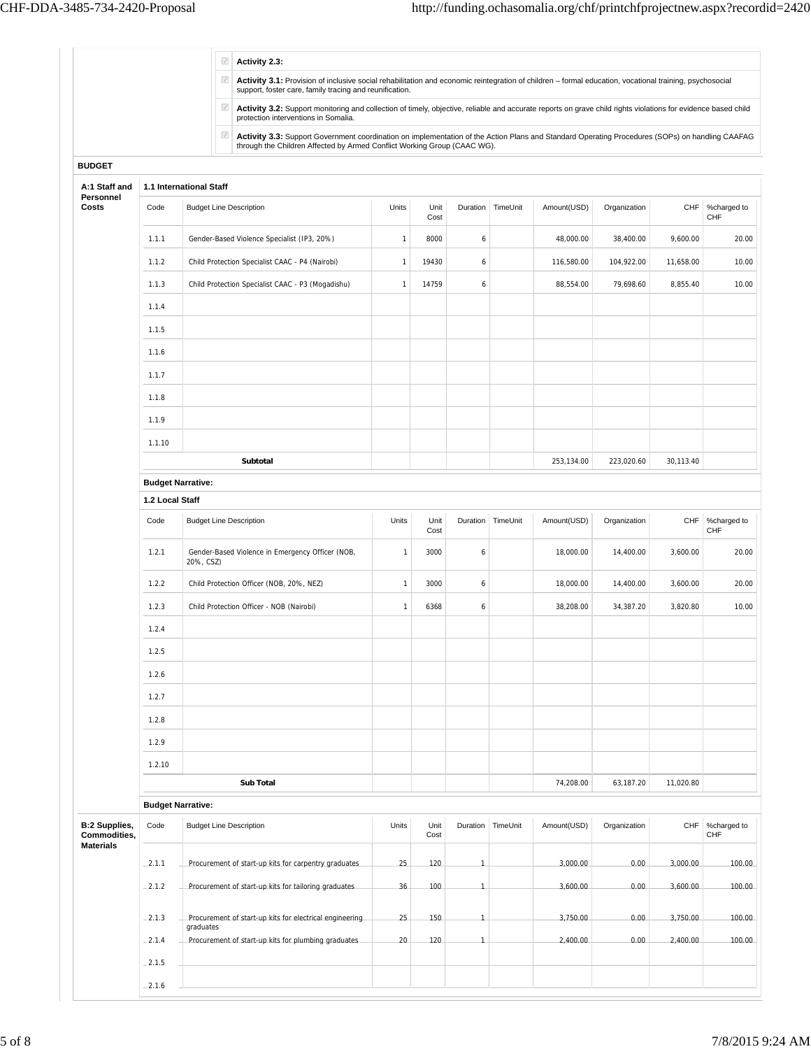| | |
|---|---|
| ☑ | **Activity 2.3:** |
| ☑ | **Activity 3.1:** Provision of inclusive social rehabilitation and economic reintegration of children – formal education, vocational training, psychosocial support, foster care, family tracing and reunification. |
| ☑ | **Activity 3.2:** Support monitoring and collection of timely, objective, reliable and accurate reports on grave child rights violations for evidence based child protection interventions in Somalia. |
| ☑ | **Activity 3.3:** Support Government coordination on implementation of the Action Plans and Standard Operating Procedures (SOPs) on handling CAAFAG through the Children Affected by Armed Conflict Working Group (CAAC WG). |

## BUDGET

### A:1 Staff and Personnel Costs

#### 1.1 International Staff

| Code | Budget Line Description | Units | Unit Cost | Duration | TimeUnit | Amount(USD) | Organization | CHF | %charged to CHF |
|---|---|---|---|---|---|---|---|---|---|
| 1.1.1 | Gender-Based Violence Specialist (IP3, 20%) | 1 | 8000 | 6 | | 48,000.00 | 38,400.00 | 9,600.00 | 20.00 |
| 1.1.2 | Child Protection Specialist CAAC - P4 (Nairobi) | 1 | 19430 | 6 | | 116,580.00 | 104,922.00 | 11,658.00 | 10.00 |
| 1.1.3 | Child Protection Specialist CAAC - P3 (Mogadishu) | 1 | 14759 | 6 | | 88,554.00 | 79,698.60 | 8,855.40 | 10.00 |
| 1.1.4 | | | | | | | | | |
| 1.1.5 | | | | | | | | | |
| 1.1.6 | | | | | | | | | |
| 1.1.7 | | | | | | | | | |
| 1.1.8 | | | | | | | | | |
| 1.1.9 | | | | | | | | | |
| 1.1.10 | | | | | | | | | |
| | **Subtotal** | | | | | 253,134.00 | 223,020.60 | 30,113.40 | |

**Budget Narrative:**

#### 1.2 Local Staff

| Code | Budget Line Description | Units | Unit Cost | Duration | TimeUnit | Amount(USD) | Organization | CHF | %charged to CHF |
|---|---|---|---|---|---|---|---|---|---|
| 1.2.1 | Gender-Based Violence in Emergency Officer (NOB, 20%, CSZ) | 1 | 3000 | 6 | | 18,000.00 | 14,400.00 | 3,600.00 | 20.00 |
| 1.2.2 | Child Protection Officer (NOB, 20%, NEZ) | 1 | 3000 | 6 | | 18,000.00 | 14,400.00 | 3,600.00 | 20.00 |
| 1.2.3 | Child Protection Officer - NOB (Nairobi) | 1 | 6368 | 6 | | 38,208.00 | 34,387.20 | 3,820.80 | 10.00 |
| 1.2.4 | | | | | | | | | |
| 1.2.5 | | | | | | | | | |
| 1.2.6 | | | | | | | | | |
| 1.2.7 | | | | | | | | | |
| 1.2.8 | | | | | | | | | |
| 1.2.9 | | | | | | | | | |
| 1.2.10 | | | | | | | | | |
| | **Sub Total** | | | | | 74,208.00 | 63,187.20 | 11,020.80 | |

**Budget Narrative:**

### B:2 Supplies, Commodities, Materials

| Code | Budget Line Description | Units | Unit Cost | Duration | TimeUnit | Amount(USD) | Organization | CHF | %charged to CHF |
|---|---|---|---|---|---|---|---|---|---|
| 2.1.1 | Procurement of start-up kits for carpentry graduates | 25 | 120 | 1 | | 3,000.00 | 0.00 | 3,000.00 | 100.00 |
| 2.1.2 | Procurement of start-up kits for tailoring graduates | 36 | 100 | 1 | | 3,600.00 | 0.00 | 3,600.00 | 100.00 |
| 2.1.3 | Procurement of start-up kits for electrical engineering graduates | 25 | 150 | 1 | | 3,750.00 | 0.00 | 3,750.00 | 100.00 |
| 2.1.4 | Procurement of start-up kits for plumbing graduates | 20 | 120 | 1 | | 2,400.00 | 0.00 | 2,400.00 | 100.00 |
| 2.1.5 | | | | | | | | | |
| 2.1.6 | | | | | | | | | |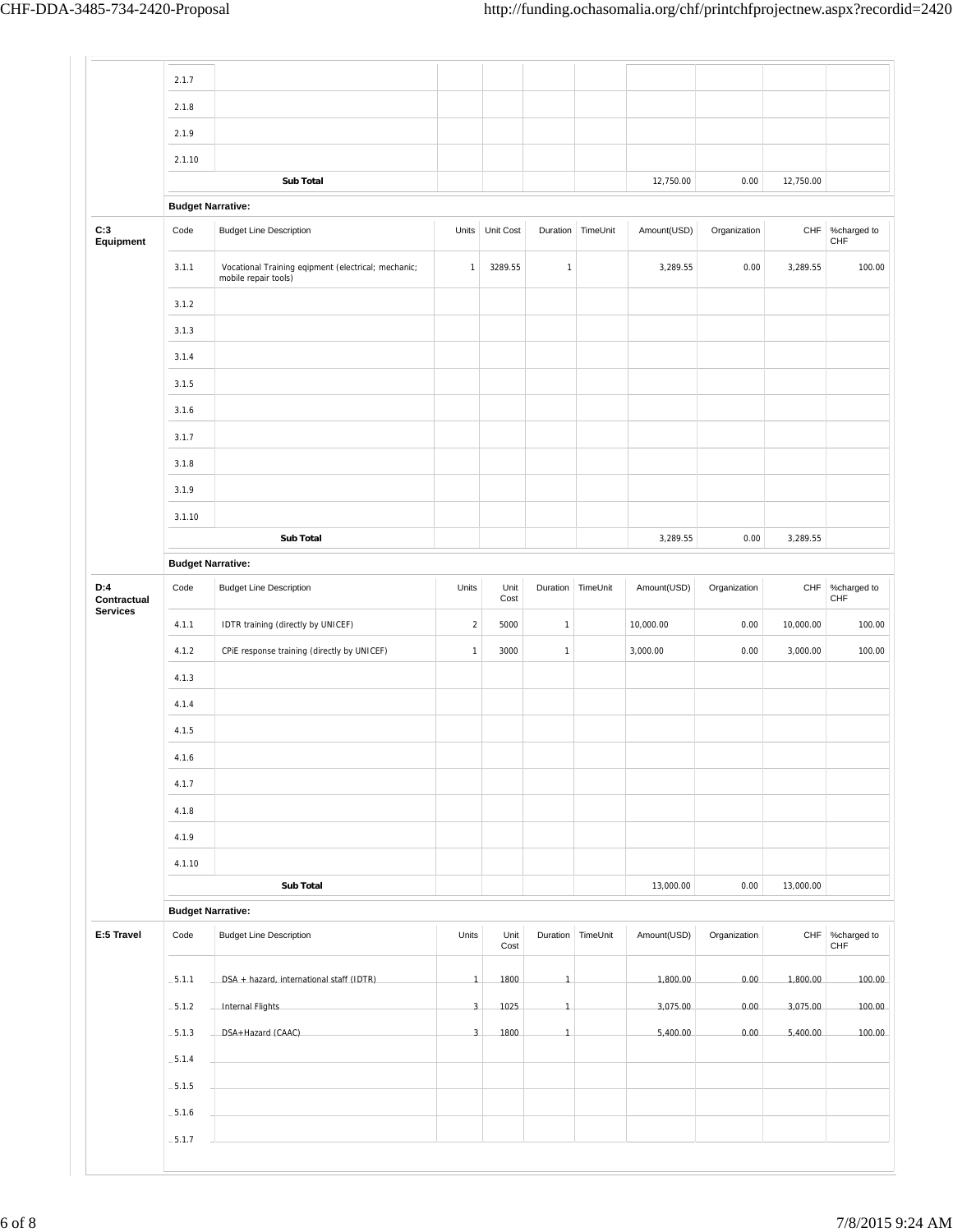| | Code | Budget Line Description | Units | Unit Cost | Duration | TimeUnit | Amount(USD) | Organization | CHF | %charged to CHF |
|---|---|---|---|---|---|---|---|---|---|---|
| | 2.1.7 | | | | | | | | | |
| | 2.1.8 | | | | | | | | | |
| | 2.1.9 | | | | | | | | | |
| | 2.1.10 | | | | | | | | | |
| | | **Sub Total** | | | | | 12,750.00 | 0.00 | 12,750.00 | |

**Budget Narrative:**

**C:3 Equipment**

| Code | Budget Line Description | Units | Unit Cost | Duration | TimeUnit | Amount(USD) | Organization | CHF | %charged to CHF |
|---|---|---|---|---|---|---|---|---|---|
| 3.1.1 | Vocational Training eqipment (electrical; mechanic; mobile repair tools) | 1 | 3289.55 | 1 | | 3,289.55 | 0.00 | 3,289.55 | 100.00 |
| 3.1.2 | | | | | | | | | |
| 3.1.3 | | | | | | | | | |
| 3.1.4 | | | | | | | | | |
| 3.1.5 | | | | | | | | | |
| 3.1.6 | | | | | | | | | |
| 3.1.7 | | | | | | | | | |
| 3.1.8 | | | | | | | | | |
| 3.1.9 | | | | | | | | | |
| 3.1.10 | | | | | | | | | |
| | **Sub Total** | | | | | 3,289.55 | 0.00 | 3,289.55 | |

**Budget Narrative:**

**D:4 Contractual Services**

| Code | Budget Line Description | Units | Unit Cost | Duration | TimeUnit | Amount(USD) | Organization | CHF | %charged to CHF |
|---|---|---|---|---|---|---|---|---|---|
| 4.1.1 | IDTR training (directly by UNICEF) | 2 | 5000 | 1 | | 10,000.00 | 0.00 | 10,000.00 | 100.00 |
| 4.1.2 | CPiE response training (directly by UNICEF) | 1 | 3000 | 1 | | 3,000.00 | 0.00 | 3,000.00 | 100.00 |
| 4.1.3 | | | | | | | | | |
| 4.1.4 | | | | | | | | | |
| 4.1.5 | | | | | | | | | |
| 4.1.6 | | | | | | | | | |
| 4.1.7 | | | | | | | | | |
| 4.1.8 | | | | | | | | | |
| 4.1.9 | | | | | | | | | |
| 4.1.10 | | | | | | | | | |
| | **Sub Total** | | | | | 13,000.00 | 0.00 | 13,000.00 | |

**Budget Narrative:**

**E:5 Travel**

| Code | Budget Line Description | Units | Unit Cost | Duration | TimeUnit | Amount(USD) | Organization | CHF | %charged to CHF |
|---|---|---|---|---|---|---|---|---|---|
| 5.1.1 | DSA + hazard, international staff (IDTR) | 1 | 1800 | 1 | | 1,800.00 | 0.00 | 1,800.00 | 100.00 |
| 5.1.2 | Internal Flights | 3 | 1025 | 1 | | 3,075.00 | 0.00 | 3,075.00 | 100.00 |
| 5.1.3 | DSA+Hazard (CAAC) | 3 | 1800 | 1 | | 5,400.00 | 0.00 | 5,400.00 | 100.00 |
| 5.1.4 | | | | | | | | | |
| 5.1.5 | | | | | | | | | |
| 5.1.6 | | | | | | | | | |
| 5.1.7 | | | | | | | | | |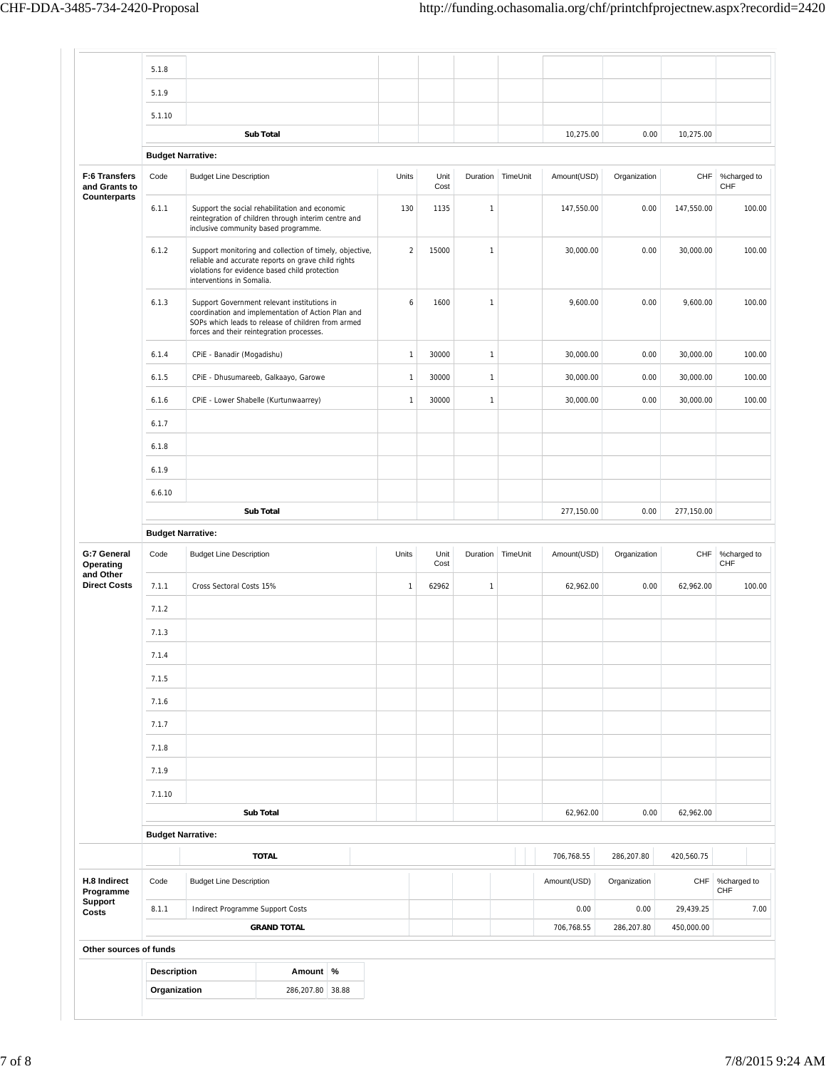| | Code | Budget Line Description | Units | Unit Cost | Duration | TimeUnit | Amount(USD) | Organization | CHF | %charged to CHF |
|---|---|---|---|---|---|---|---|---|---|---|
| | 5.1.8 | | | | | | | | | |
| | 5.1.9 | | | | | | | | | |
| | 5.1.10 | | | | | | | | | |
| | | **Sub Total** | | | | | 10,275.00 | 0.00 | 10,275.00 | |
| | **Budget Narrative:** | | | | | | | | | |
| **F:6 Transfers and Grants to Counterparts** | Code | Budget Line Description | Units | Unit Cost | Duration | TimeUnit | Amount(USD) | Organization | CHF | %charged to CHF |
| | 6.1.1 | Support the social rehabilitation and economic reintegration of children through interim centre and inclusive community based programme. | 130 | 1135 | 1 | | 147,550.00 | 0.00 | 147,550.00 | 100.00 |
| | 6.1.2 | Support monitoring and collection of timely, objective, reliable and accurate reports on grave child rights violations for evidence based child protection interventions in Somalia. | 2 | 15000 | 1 | | 30,000.00 | 0.00 | 30,000.00 | 100.00 |
| | 6.1.3 | Support Government relevant institutions in coordination and implementation of Action Plan and SOPs which leads to release of children from armed forces and their reintegration processes. | 6 | 1600 | 1 | | 9,600.00 | 0.00 | 9,600.00 | 100.00 |
| | 6.1.4 | CPiE - Banadir (Mogadishu) | 1 | 30000 | 1 | | 30,000.00 | 0.00 | 30,000.00 | 100.00 |
| | 6.1.5 | CPiE - Dhusumareeb, Galkaayo, Garowe | 1 | 30000 | 1 | | 30,000.00 | 0.00 | 30,000.00 | 100.00 |
| | 6.1.6 | CPiE - Lower Shabelle (Kurtunwaarrey) | 1 | 30000 | 1 | | 30,000.00 | 0.00 | 30,000.00 | 100.00 |
| | 6.1.7 | | | | | | | | | |
| | 6.1.8 | | | | | | | | | |
| | 6.1.9 | | | | | | | | | |
| | 6.6.10 | | | | | | | | | |
| | | **Sub Total** | | | | | 277,150.00 | 0.00 | 277,150.00 | |
| | **Budget Narrative:** | | | | | | | | | |
| **G:7 General Operating and Other Direct Costs** | Code | Budget Line Description | Units | Unit Cost | Duration | TimeUnit | Amount(USD) | Organization | CHF | %charged to CHF |
| | 7.1.1 | Cross Sectoral Costs 15% | 1 | 62962 | 1 | | 62,962.00 | 0.00 | 62,962.00 | 100.00 |
| | 7.1.2 | | | | | | | | | |
| | 7.1.3 | | | | | | | | | |
| | 7.1.4 | | | | | | | | | |
| | 7.1.5 | | | | | | | | | |
| | 7.1.6 | | | | | | | | | |
| | 7.1.7 | | | | | | | | | |
| | 7.1.8 | | | | | | | | | |
| | 7.1.9 | | | | | | | | | |
| | 7.1.10 | | | | | | | | | |
| | | **Sub Total** | | | | | 62,962.00 | 0.00 | 62,962.00 | |
| | **Budget Narrative:** | | | | | | | | | |
| | | **TOTAL** | | | | | 706,768.55 | 286,207.80 | 420,560.75 | |
| **H.8 Indirect Programme Support Costs** | Code | Budget Line Description | | | | | Amount(USD) | Organization | CHF | %charged to CHF |
| | 8.1.1 | Indirect Programme Support Costs | | | | | 0.00 | 0.00 | 29,439.25 | 7.00 |
| | | **GRAND TOTAL** | | | | | 706,768.55 | 286,207.80 | 450,000.00 | |

**Other sources of funds**

| Description | Amount | % |
|---|---|---|
| **Organization** | 286,207.80 | 38.88 |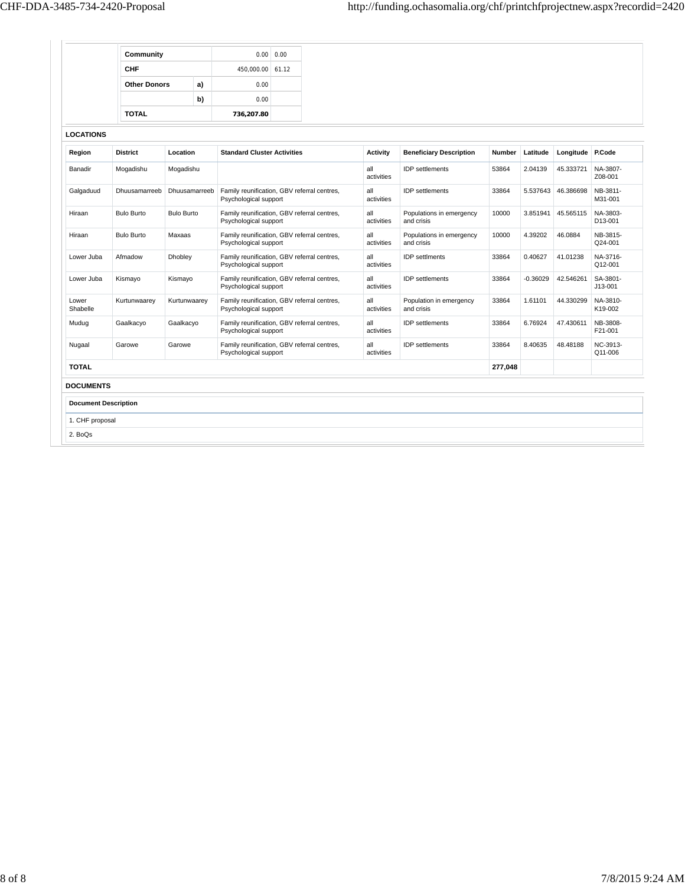| | | | |
|---|---|---|---|
| **Community** | | 0.00 | 0.00 |
| **CHF** | | 450,000.00 | 61.12 |
| **Other Donors** | **a)** | 0.00 | |
| | **b)** | 0.00 | |
| **TOTAL** | | **736,207.80** | |

**LOCATIONS**

| Region | District | Location | Standard Cluster Activities | Activity | Beneficiary Description | Number | Latitude | Longitude | P.Code |
|---|---|---|---|---|---|---|---|---|---|
| Banadir | Mogadishu | Mogadishu | | all activities | IDP settlements | 53864 | 2.04139 | 45.333721 | NA-3807-Z08-001 |
| Galgaduud | Dhuusamarreeb | Dhuusamarreeb | Family reunification, GBV referral centres, Psychological support | all activities | IDP settlements | 33864 | 5.537643 | 46.386698 | NB-3811-M31-001 |
| Hiraan | Bulo Burto | Bulo Burto | Family reunification, GBV referral centres, Psychological support | all activities | Populations in emergency and crisis | 10000 | 3.851941 | 45.565115 | NA-3803-D13-001 |
| Hiraan | Bulo Burto | Maxaas | Family reunification, GBV referral centres, Psychological support | all activities | Populations in emergency and crisis | 10000 | 4.39202 | 46.0884 | NB-3815-Q24-001 |
| Lower Juba | Afmadow | Dhobley | Family reunification, GBV referral centres, Psychological support | all activities | IDP settlments | 33864 | 0.40627 | 41.01238 | NA-3716-Q12-001 |
| Lower Juba | Kismayo | Kismayo | Family reunification, GBV referral centres, Psychological support | all activities | IDP settlements | 33864 | -0.36029 | 42.546261 | SA-3801-J13-001 |
| Lower Shabelle | Kurtunwaarey | Kurtunwaarey | Family reunification, GBV referral centres, Psychological support | all activities | Population in emergency and crisis | 33864 | 1.61101 | 44.330299 | NA-3810-K19-002 |
| Mudug | Gaalkacyo | Gaalkacyo | Family reunification, GBV referral centres, Psychological support | all activities | IDP settlements | 33864 | 6.76924 | 47.430611 | NB-3808-F21-001 |
| Nugaal | Garowe | Garowe | Family reunification, GBV referral centres, Psychological support | all activities | IDP settlements | 33864 | 8.40635 | 48.48188 | NC-3913-Q11-006 |
| **TOTAL** | | | | | | **277,048** | | | |

**DOCUMENTS**

| Document Description |
|---|
| 1. CHF proposal |
| 2. BoQs |